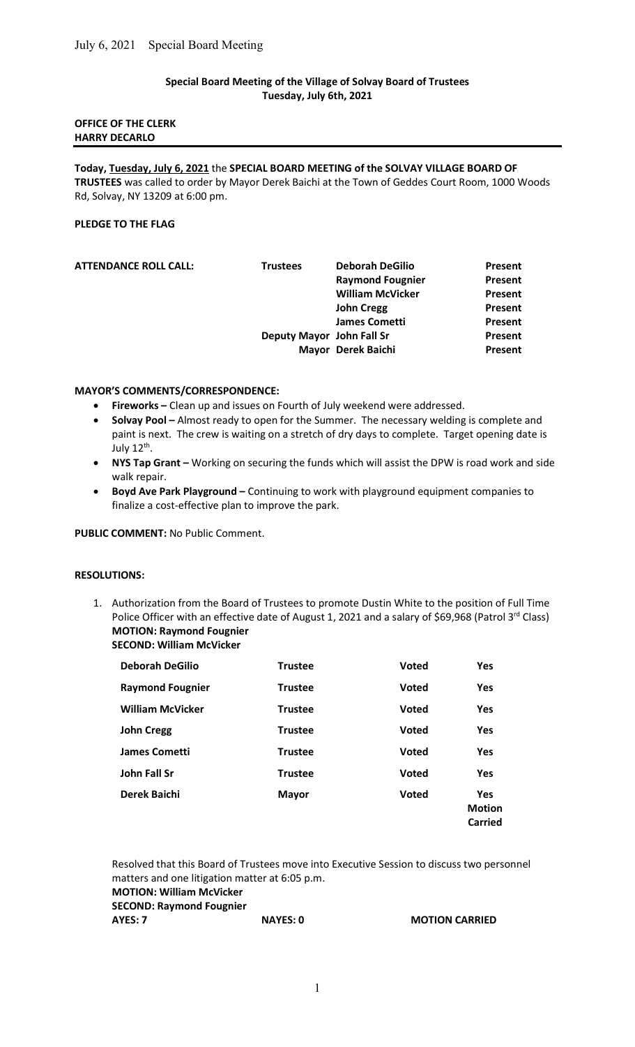**Special Board Meeting of the Village of Solvay Board of Trustees**
**Tuesday, July 6th, 2021**

**OFFICE OF THE CLERK**
**HARRY DECARLO**

---

**Today, Tuesday, July 6, 2021** the **SPECIAL BOARD MEETING of the SOLVAY VILLAGE BOARD OF TRUSTEES** was called to order by Mayor Derek Baichi at the Town of Geddes Court Room, 1000 Woods Rd, Solvay, NY 13209 at 6:00 pm.

**PLEDGE TO THE FLAG**

| **ATTENDANCE ROLL CALL:** | **Trustees** | **Deborah DeGilio** | **Present** |
|---|---|---|---|
| | | **Raymond Fougnier** | **Present** |
| | | **William McVicker** | **Present** |
| | | **John Cregg** | **Present** |
| | | **James Cometti** | **Present** |
| | **Deputy Mayor** | **John Fall Sr** | **Present** |
| | **Mayor** | **Derek Baichi** | **Present** |

**MAYOR'S COMMENTS/CORRESPONDENCE:**

- **Fireworks –** Clean up and issues on Fourth of July weekend were addressed.
- **Solvay Pool –** Almost ready to open for the Summer. The necessary welding is complete and paint is next. The crew is waiting on a stretch of dry days to complete. Target opening date is July 12th.
- **NYS Tap Grant –** Working on securing the funds which will assist the DPW is road work and side walk repair.
- **Boyd Ave Park Playground –** Continuing to work with playground equipment companies to finalize a cost-effective plan to improve the park.

**PUBLIC COMMENT:** No Public Comment.

**RESOLUTIONS:**

1. Authorization from the Board of Trustees to promote Dustin White to the position of Full Time Police Officer with an effective date of August 1, 2021 and a salary of $69,968 (Patrol 3rd Class)
   **MOTION: Raymond Fougnier**
   **SECOND: William McVicker**

| **Deborah DeGilio** | **Trustee** | **Voted** | **Yes** |
|---|---|---|---|
| **Raymond Fougnier** | **Trustee** | **Voted** | **Yes** |
| **William McVicker** | **Trustee** | **Voted** | **Yes** |
| **John Cregg** | **Trustee** | **Voted** | **Yes** |
| **James Cometti** | **Trustee** | **Voted** | **Yes** |
| **John Fall Sr** | **Trustee** | **Voted** | **Yes** |
| **Derek Baichi** | **Mayor** | **Voted** | **Yes Motion Carried** |

Resolved that this Board of Trustees move into Executive Session to discuss two personnel matters and one litigation matter at 6:05 p.m.
**MOTION: William McVicker**
**SECOND: Raymond Fougnier**
**AYES: 7** **NAYES: 0** **MOTION CARRIED**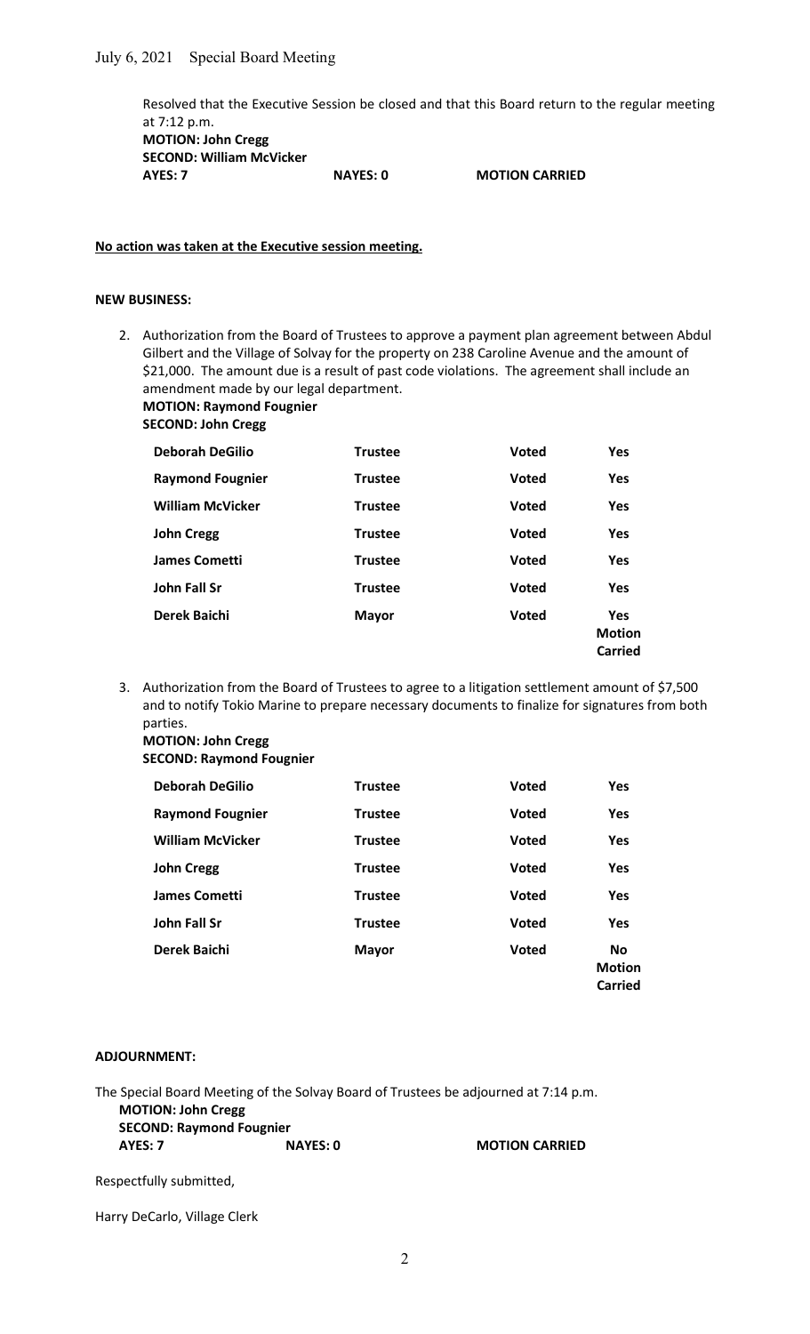Resolved that the Executive Session be closed and that this Board return to the regular meeting at 7:12 p.m.
**MOTION: John Cregg**
**SECOND: William McVicker**
**AYES: 7 NAYES: 0 MOTION CARRIED**

**No action was taken at the Executive session meeting.**

**NEW BUSINESS:**

2. Authorization from the Board of Trustees to approve a payment plan agreement between Abdul Gilbert and the Village of Solvay for the property on 238 Caroline Avenue and the amount of $21,000. The amount due is a result of past code violations. The agreement shall include an amendment made by our legal department.
**MOTION: Raymond Fougnier**
**SECOND: John Cregg**

| | | | |
|---|---|---|---|
| **Deborah DeGilio** | **Trustee** | **Voted** | **Yes** |
| **Raymond Fougnier** | **Trustee** | **Voted** | **Yes** |
| **William McVicker** | **Trustee** | **Voted** | **Yes** |
| **John Cregg** | **Trustee** | **Voted** | **Yes** |
| **James Cometti** | **Trustee** | **Voted** | **Yes** |
| **John Fall Sr** | **Trustee** | **Voted** | **Yes** |
| **Derek Baichi** | **Mayor** | **Voted** | **Yes** |
| | | | **Motion Carried** |

3. Authorization from the Board of Trustees to agree to a litigation settlement amount of $7,500 and to notify Tokio Marine to prepare necessary documents to finalize for signatures from both parties.
**MOTION: John Cregg**
**SECOND: Raymond Fougnier**

| | | | |
|---|---|---|---|
| **Deborah DeGilio** | **Trustee** | **Voted** | **Yes** |
| **Raymond Fougnier** | **Trustee** | **Voted** | **Yes** |
| **William McVicker** | **Trustee** | **Voted** | **Yes** |
| **John Cregg** | **Trustee** | **Voted** | **Yes** |
| **James Cometti** | **Trustee** | **Voted** | **Yes** |
| **John Fall Sr** | **Trustee** | **Voted** | **Yes** |
| **Derek Baichi** | **Mayor** | **Voted** | **No** |
| | | | **Motion Carried** |

**ADJOURNMENT:**

The Special Board Meeting of the Solvay Board of Trustees be adjourned at 7:14 p.m.
**MOTION: John Cregg**
**SECOND: Raymond Fougnier**
**AYES: 7 NAYES: 0 MOTION CARRIED**

Respectfully submitted,

Harry DeCarlo, Village Clerk